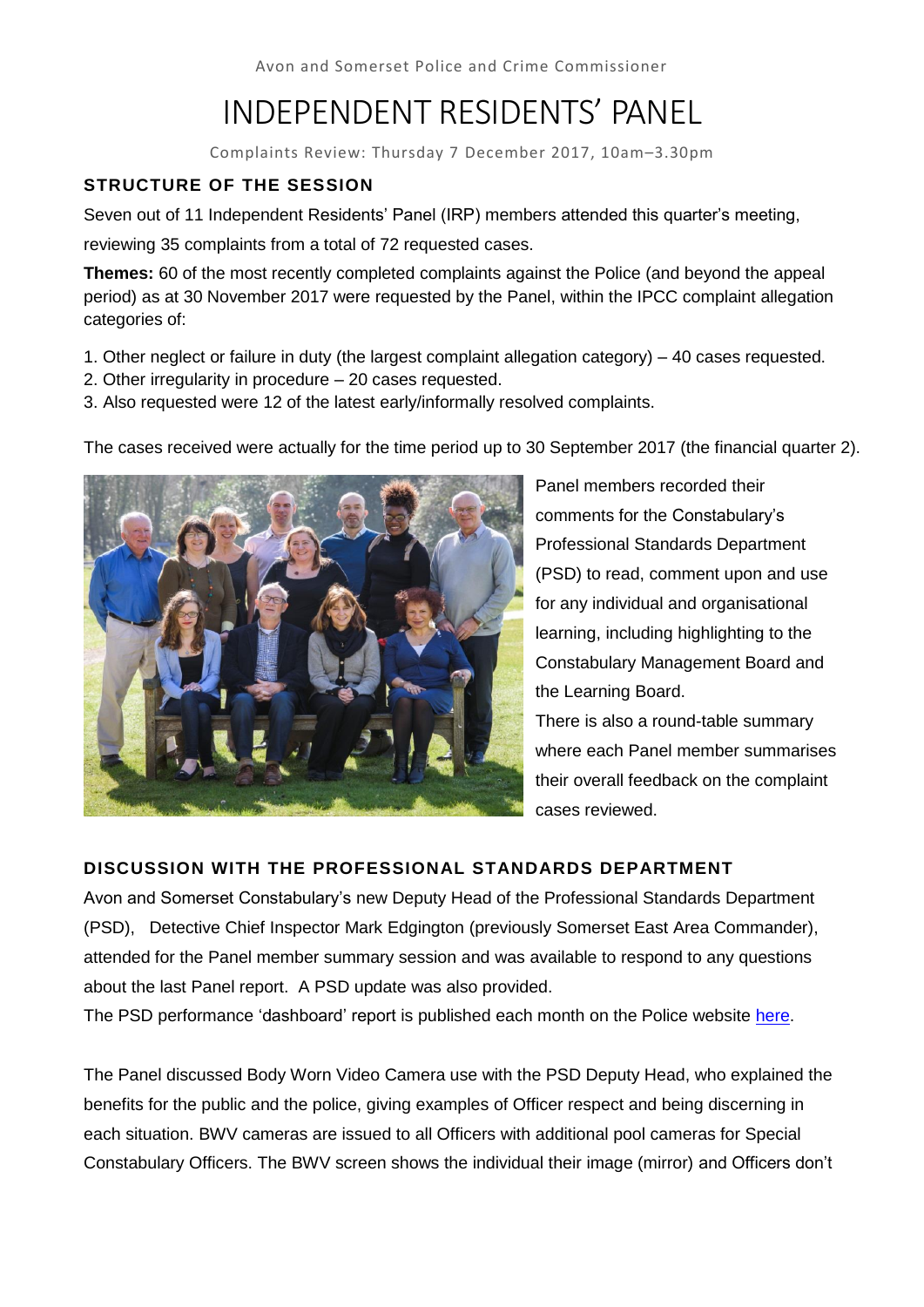Avon and Somerset Police and Crime Commissioner

# INDEPENDENT RESIDENTS' PANEL

Complaints Review: Thursday 7 December 2017, 10am–3.30pm

## STRUCTURE OF THE SESSION

Seven out of 11 Independent Residents' Panel (IRP) members attended this quarter's meeting, reviewing 35 complaints from a total of 72 requested cases.

**Themes:** 60 of the most recently completed complaints against the Police (and beyond the appeal period) as at 30 November 2017 were requested by the Panel, within the IPCC complaint allegation categories of:

1. Other neglect or failure in duty (the largest complaint allegation category) – 40 cases requested.
2. Other irregularity in procedure – 20 cases requested.
3. Also requested were 12 of the latest early/informally resolved complaints.

The cases received were actually for the time period up to 30 September 2017 (the financial quarter 2).

Panel members recorded their comments for the Constabulary's Professional Standards Department (PSD) to read, comment upon and use for any individual and organisational learning, including highlighting to the Constabulary Management Board and the Learning Board.

There is also a round-table summary where each Panel member summarises their overall feedback on the complaint cases reviewed.

## DISCUSSION WITH THE PROFESSIONAL STANDARDS DEPARTMENT

Avon and Somerset Constabulary's new Deputy Head of the Professional Standards Department (PSD), Detective Chief Inspector Mark Edgington (previously Somerset East Area Commander), attended for the Panel member summary session and was available to respond to any questions about the last Panel report. A PSD update was also provided.

The PSD performance 'dashboard' report is published each month on the Police website here.

The Panel discussed Body Worn Video Camera use with the PSD Deputy Head, who explained the benefits for the public and the police, giving examples of Officer respect and being discerning in each situation. BWV cameras are issued to all Officers with additional pool cameras for Special Constabulary Officers. The BWV screen shows the individual their image (mirror) and Officers don't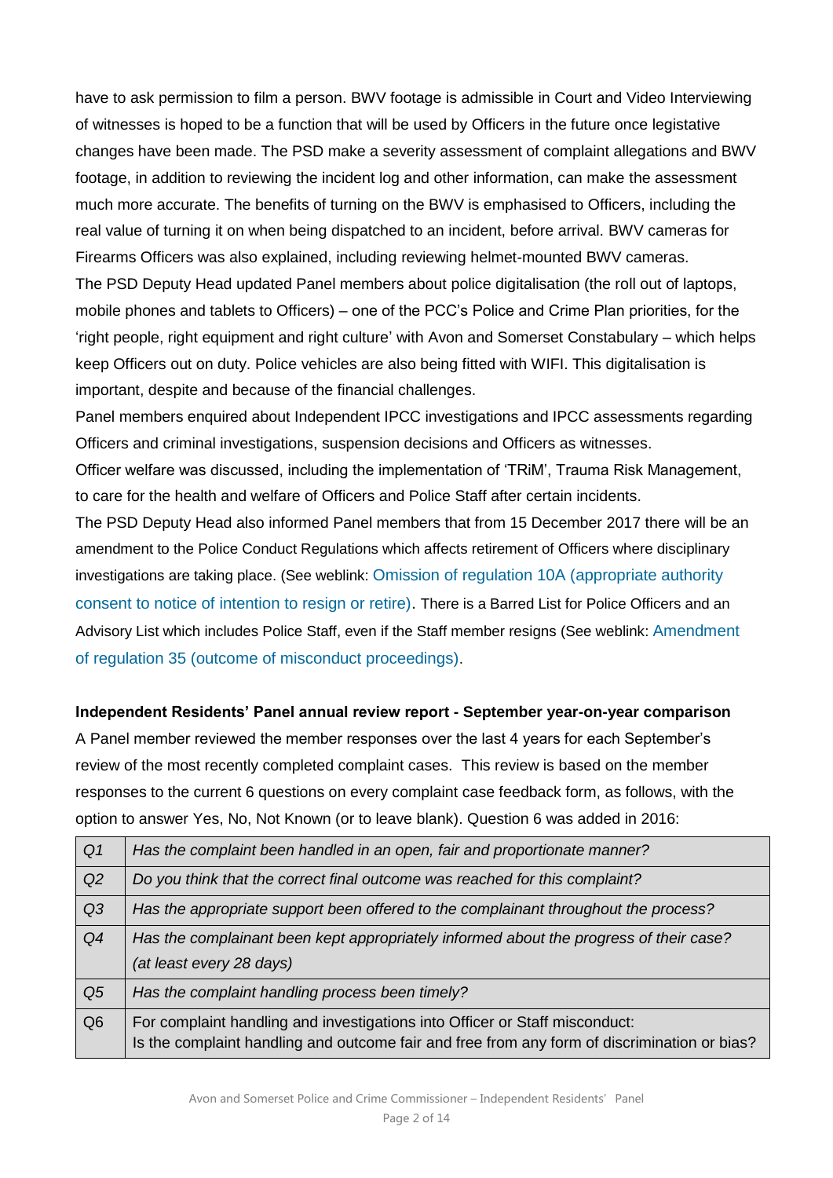have to ask permission to film a person. BWV footage is admissible in Court and Video Interviewing of witnesses is hoped to be a function that will be used by Officers in the future once legistative changes have been made. The PSD make a severity assessment of complaint allegations and BWV footage, in addition to reviewing the incident log and other information, can make the assessment much more accurate. The benefits of turning on the BWV is emphasised to Officers, including the real value of turning it on when being dispatched to an incident, before arrival. BWV cameras for Firearms Officers was also explained, including reviewing helmet-mounted BWV cameras.

The PSD Deputy Head updated Panel members about police digitalisation (the roll out of laptops, mobile phones and tablets to Officers) – one of the PCC's Police and Crime Plan priorities, for the 'right people, right equipment and right culture' with Avon and Somerset Constabulary – which helps keep Officers out on duty. Police vehicles are also being fitted with WIFI. This digitalisation is important, despite and because of the financial challenges.

Panel members enquired about Independent IPCC investigations and IPCC assessments regarding Officers and criminal investigations, suspension decisions and Officers as witnesses.

Officer welfare was discussed, including the implementation of 'TRiM', Trauma Risk Management, to care for the health and welfare of Officers and Police Staff after certain incidents.

The PSD Deputy Head also informed Panel members that from 15 December 2017 there will be an amendment to the Police Conduct Regulations which affects retirement of Officers where disciplinary investigations are taking place. (See weblink: Omission of regulation 10A (appropriate authority consent to notice of intention to resign or retire). There is a Barred List for Police Officers and an Advisory List which includes Police Staff, even if the Staff member resigns (See weblink: Amendment of regulation 35 (outcome of misconduct proceedings).

**Independent Residents' Panel annual review report - September year-on-year comparison**

A Panel member reviewed the member responses over the last 4 years for each September's review of the most recently completed complaint cases. This review is based on the member responses to the current 6 questions on every complaint case feedback form, as follows, with the option to answer Yes, No, Not Known (or to leave blank). Question 6 was added in 2016:

| | |
|---|---|
| *Q1* | *Has the complaint been handled in an open, fair and proportionate manner?* |
| *Q2* | *Do you think that the correct final outcome was reached for this complaint?* |
| *Q3* | *Has the appropriate support been offered to the complainant throughout the process?* |
| *Q4* | *Has the complainant been kept appropriately informed about the progress of their case? (at least every 28 days)* |
| *Q5* | *Has the complaint handling process been timely?* |
| Q6 | For complaint handling and investigations into Officer or Staff misconduct: Is the complaint handling and outcome fair and free from any form of discrimination or bias? |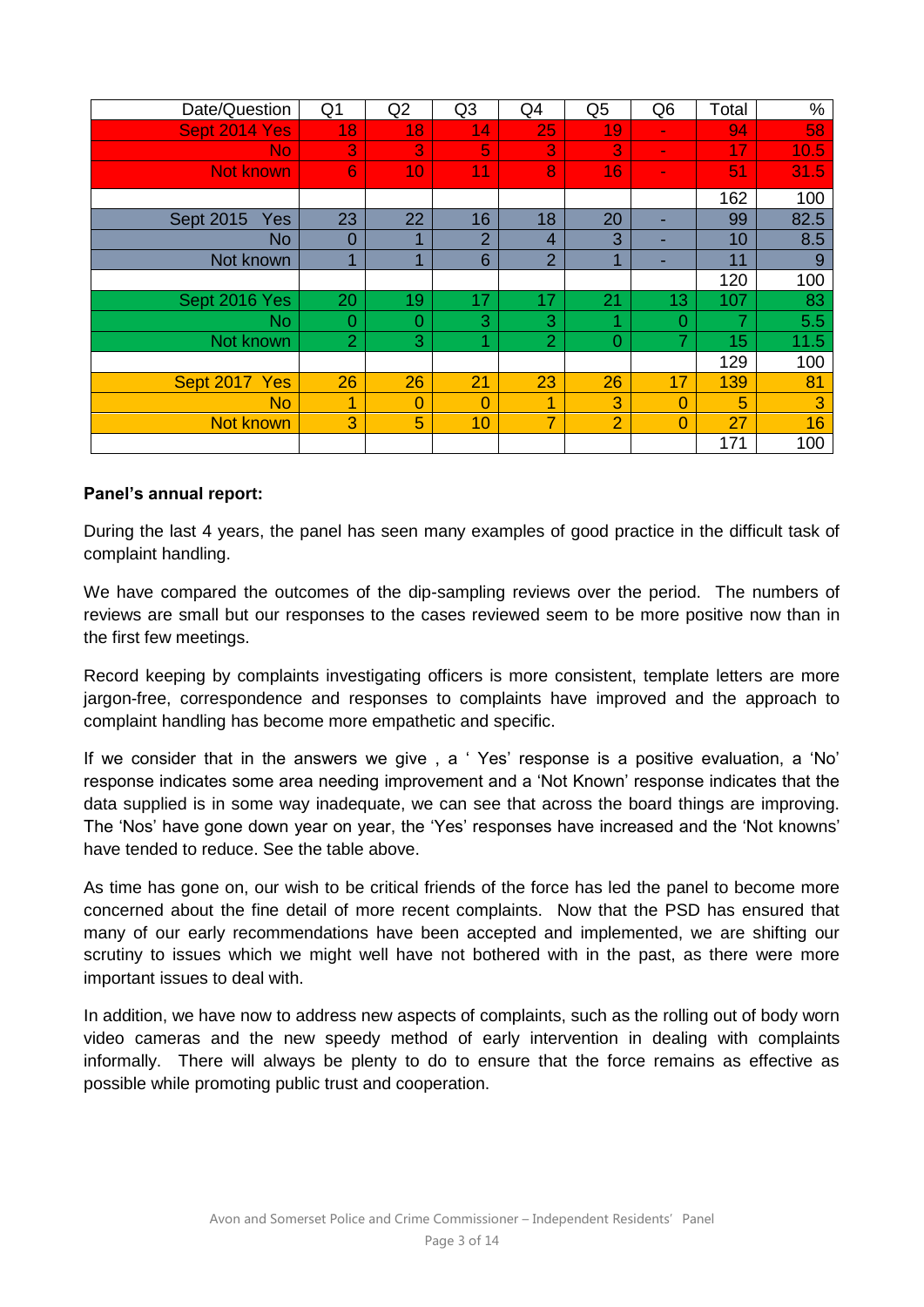| Date/Question | Q1 | Q2 | Q3 | Q4 | Q5 | Q6 | Total | % |
|---|---|---|---|---|---|---|---|---|
| Sept 2014 Yes | 18 | 18 | 14 | 25 | 19 | - | 94 | 58 |
| No | 3 | 3 | 5 | 3 | 3 | - | 17 | 10.5 |
| Not known | 6 | 10 | 11 | 8 | 16 | - | 51 | 31.5 |
| | | | | | | | 162 | 100 |
| Sept 2015 Yes | 23 | 22 | 16 | 18 | 20 | - | 99 | 82.5 |
| No | 0 | 1 | 2 | 4 | 3 | - | 10 | 8.5 |
| Not known | 1 | 1 | 6 | 2 | 1 | - | 11 | 9 |
| | | | | | | | 120 | 100 |
| Sept 2016 Yes | 20 | 19 | 17 | 17 | 21 | 13 | 107 | 83 |
| No | 0 | 0 | 3 | 3 | 1 | 0 | 7 | 5.5 |
| Not known | 2 | 3 | 1 | 2 | 0 | 7 | 15 | 11.5 |
| | | | | | | | 129 | 100 |
| Sept 2017 Yes | 26 | 26 | 21 | 23 | 26 | 17 | 139 | 81 |
| No | 1 | 0 | 0 | 1 | 3 | 0 | 5 | 3 |
| Not known | 3 | 5 | 10 | 7 | 2 | 0 | 27 | 16 |
| | | | | | | | 171 | 100 |

**Panel's annual report:**

During the last 4 years, the panel has seen many examples of good practice in the difficult task of complaint handling.

We have compared the outcomes of the dip-sampling reviews over the period. The numbers of reviews are small but our responses to the cases reviewed seem to be more positive now than in the first few meetings.

Record keeping by complaints investigating officers is more consistent, template letters are more jargon-free, correspondence and responses to complaints have improved and the approach to complaint handling has become more empathetic and specific.

If we consider that in the answers we give , a ' Yes' response is a positive evaluation, a 'No' response indicates some area needing improvement and a 'Not Known' response indicates that the data supplied is in some way inadequate, we can see that across the board things are improving. The 'Nos' have gone down year on year, the 'Yes' responses have increased and the 'Not knowns' have tended to reduce. See the table above.

As time has gone on, our wish to be critical friends of the force has led the panel to become more concerned about the fine detail of more recent complaints. Now that the PSD has ensured that many of our early recommendations have been accepted and implemented, we are shifting our scrutiny to issues which we might well have not bothered with in the past, as there were more important issues to deal with.

In addition, we have now to address new aspects of complaints, such as the rolling out of body worn video cameras and the new speedy method of early intervention in dealing with complaints informally. There will always be plenty to do to ensure that the force remains as effective as possible while promoting public trust and cooperation.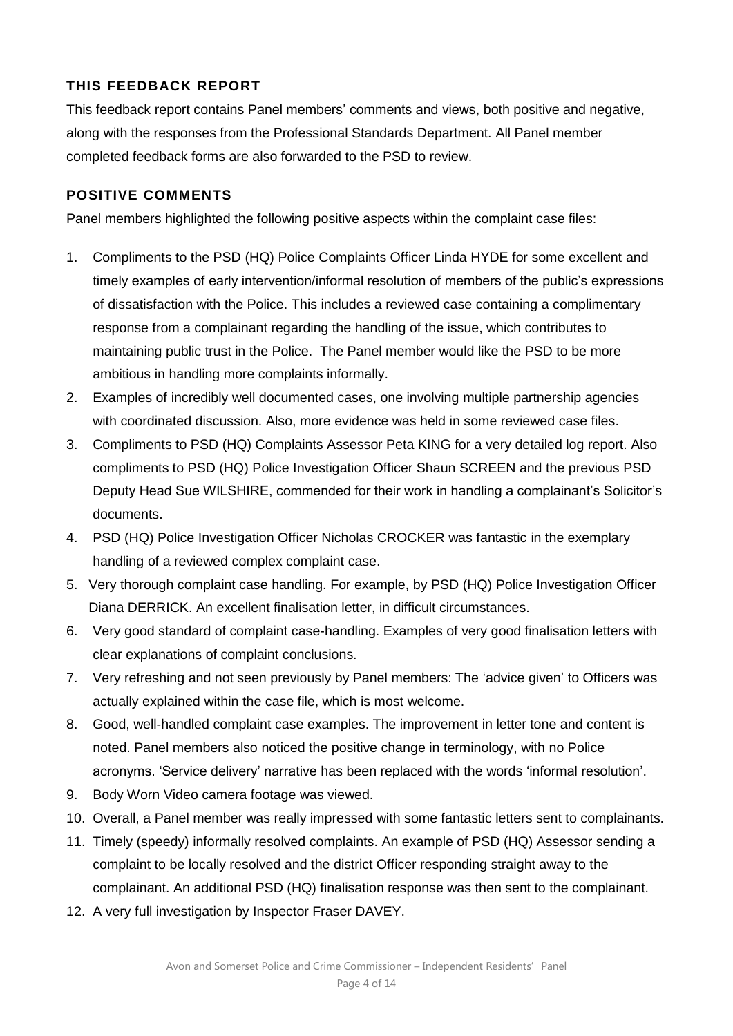## THIS FEEDBACK REPORT

This feedback report contains Panel members' comments and views, both positive and negative, along with the responses from the Professional Standards Department. All Panel member completed feedback forms are also forwarded to the PSD to review.

## POSITIVE COMMENTS

Panel members highlighted the following positive aspects within the complaint case files:

1. Compliments to the PSD (HQ) Police Complaints Officer Linda HYDE for some excellent and timely examples of early intervention/informal resolution of members of the public's expressions of dissatisfaction with the Police. This includes a reviewed case containing a complimentary response from a complainant regarding the handling of the issue, which contributes to maintaining public trust in the Police. The Panel member would like the PSD to be more ambitious in handling more complaints informally.
2. Examples of incredibly well documented cases, one involving multiple partnership agencies with coordinated discussion. Also, more evidence was held in some reviewed case files.
3. Compliments to PSD (HQ) Complaints Assessor Peta KING for a very detailed log report. Also compliments to PSD (HQ) Police Investigation Officer Shaun SCREEN and the previous PSD Deputy Head Sue WILSHIRE, commended for their work in handling a complainant's Solicitor's documents.
4. PSD (HQ) Police Investigation Officer Nicholas CROCKER was fantastic in the exemplary handling of a reviewed complex complaint case.
5. Very thorough complaint case handling. For example, by PSD (HQ) Police Investigation Officer Diana DERRICK. An excellent finalisation letter, in difficult circumstances.
6. Very good standard of complaint case-handling. Examples of very good finalisation letters with clear explanations of complaint conclusions.
7. Very refreshing and not seen previously by Panel members: The 'advice given' to Officers was actually explained within the case file, which is most welcome.
8. Good, well-handled complaint case examples. The improvement in letter tone and content is noted. Panel members also noticed the positive change in terminology, with no Police acronyms. 'Service delivery' narrative has been replaced with the words 'informal resolution'.
9. Body Worn Video camera footage was viewed.
10. Overall, a Panel member was really impressed with some fantastic letters sent to complainants.
11. Timely (speedy) informally resolved complaints. An example of PSD (HQ) Assessor sending a complaint to be locally resolved and the district Officer responding straight away to the complainant. An additional PSD (HQ) finalisation response was then sent to the complainant.
12. A very full investigation by Inspector Fraser DAVEY.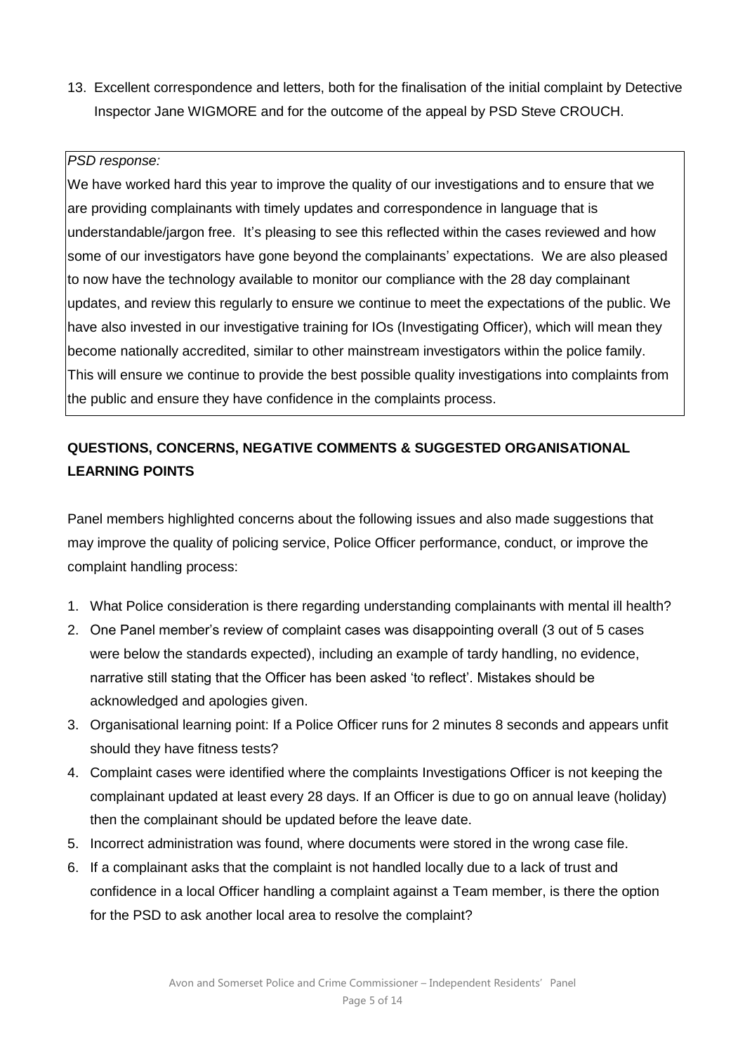13. Excellent correspondence and letters, both for the finalisation of the initial complaint by Detective Inspector Jane WIGMORE and for the outcome of the appeal by PSD Steve CROUCH.

> *PSD response:*
>
> We have worked hard this year to improve the quality of our investigations and to ensure that we are providing complainants with timely updates and correspondence in language that is understandable/jargon free. It's pleasing to see this reflected within the cases reviewed and how some of our investigators have gone beyond the complainants' expectations. We are also pleased to now have the technology available to monitor our compliance with the 28 day complainant updates, and review this regularly to ensure we continue to meet the expectations of the public. We have also invested in our investigative training for IOs (Investigating Officer), which will mean they become nationally accredited, similar to other mainstream investigators within the police family. This will ensure we continue to provide the best possible quality investigations into complaints from the public and ensure they have confidence in the complaints process.

**QUESTIONS, CONCERNS, NEGATIVE COMMENTS & SUGGESTED ORGANISATIONAL LEARNING POINTS**

Panel members highlighted concerns about the following issues and also made suggestions that may improve the quality of policing service, Police Officer performance, conduct, or improve the complaint handling process:

1. What Police consideration is there regarding understanding complainants with mental ill health?
2. One Panel member's review of complaint cases was disappointing overall (3 out of 5 cases were below the standards expected), including an example of tardy handling, no evidence, narrative still stating that the Officer has been asked 'to reflect'. Mistakes should be acknowledged and apologies given.
3. Organisational learning point: If a Police Officer runs for 2 minutes 8 seconds and appears unfit should they have fitness tests?
4. Complaint cases were identified where the complaints Investigations Officer is not keeping the complainant updated at least every 28 days. If an Officer is due to go on annual leave (holiday) then the complainant should be updated before the leave date.
5. Incorrect administration was found, where documents were stored in the wrong case file.
6. If a complainant asks that the complaint is not handled locally due to a lack of trust and confidence in a local Officer handling a complaint against a Team member, is there the option for the PSD to ask another local area to resolve the complaint?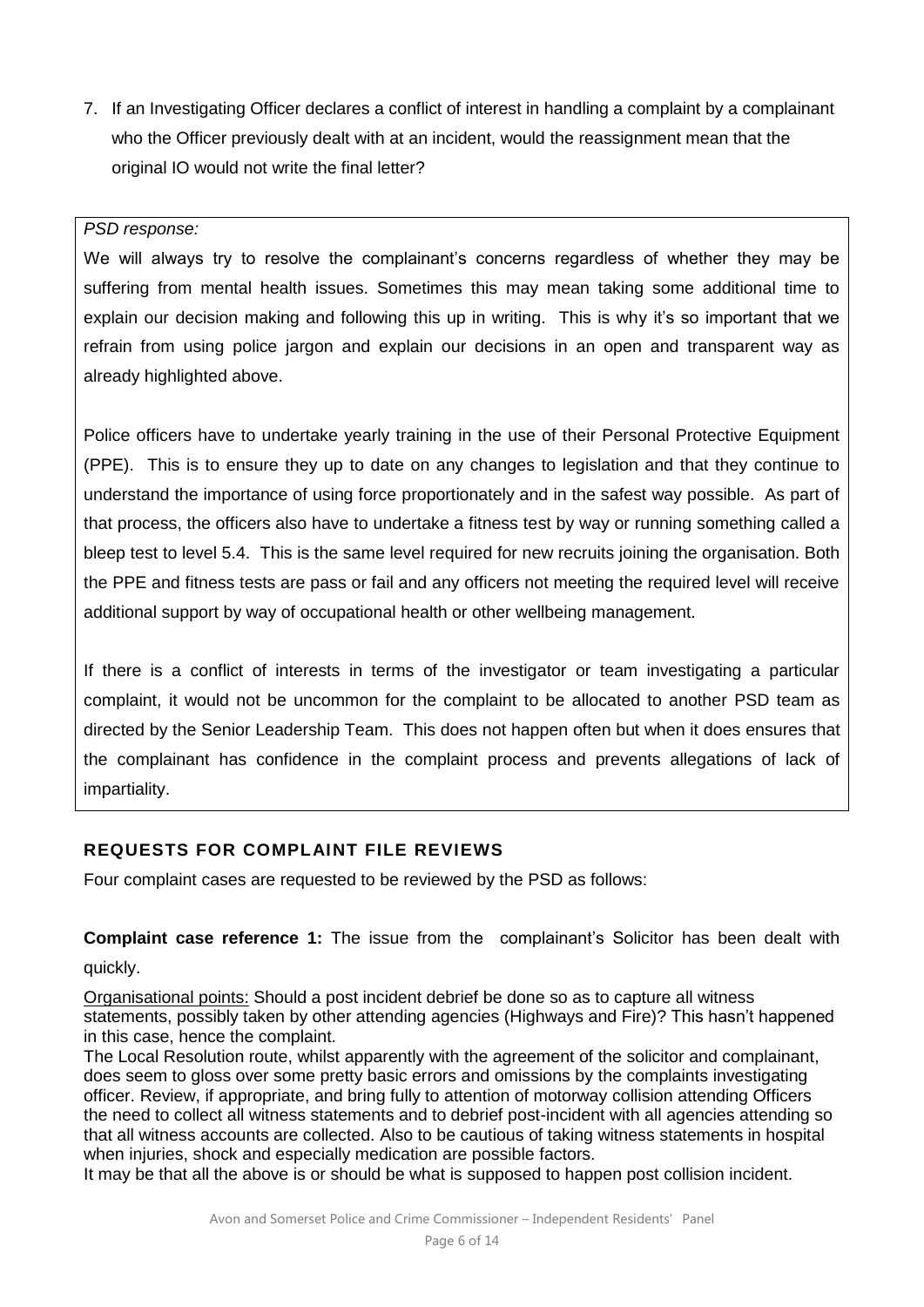7. If an Investigating Officer declares a conflict of interest in handling a complaint by a complainant who the Officer previously dealt with at an incident, would the reassignment mean that the original IO would not write the final letter?

> *PSD response:*
>
> We will always try to resolve the complainant's concerns regardless of whether they may be suffering from mental health issues. Sometimes this may mean taking some additional time to explain our decision making and following this up in writing. This is why it's so important that we refrain from using police jargon and explain our decisions in an open and transparent way as already highlighted above.
>
> Police officers have to undertake yearly training in the use of their Personal Protective Equipment (PPE). This is to ensure they up to date on any changes to legislation and that they continue to understand the importance of using force proportionately and in the safest way possible. As part of that process, the officers also have to undertake a fitness test by way or running something called a bleep test to level 5.4. This is the same level required for new recruits joining the organisation. Both the PPE and fitness tests are pass or fail and any officers not meeting the required level will receive additional support by way of occupational health or other wellbeing management.
>
> If there is a conflict of interests in terms of the investigator or team investigating a particular complaint, it would not be uncommon for the complaint to be allocated to another PSD team as directed by the Senior Leadership Team. This does not happen often but when it does ensures that the complainant has confidence in the complaint process and prevents allegations of lack of impartiality.

## REQUESTS FOR COMPLAINT FILE REVIEWS

Four complaint cases are requested to be reviewed by the PSD as follows:

**Complaint case reference 1:** The issue from the complainant's Solicitor has been dealt with quickly.

Organisational points: Should a post incident debrief be done so as to capture all witness statements, possibly taken by other attending agencies (Highways and Fire)? This hasn't happened in this case, hence the complaint.

The Local Resolution route, whilst apparently with the agreement of the solicitor and complainant, does seem to gloss over some pretty basic errors and omissions by the complaints investigating officer. Review, if appropriate, and bring fully to attention of motorway collision attending Officers the need to collect all witness statements and to debrief post-incident with all agencies attending so that all witness accounts are collected. Also to be cautious of taking witness statements in hospital when injuries, shock and especially medication are possible factors.

It may be that all the above is or should be what is supposed to happen post collision incident.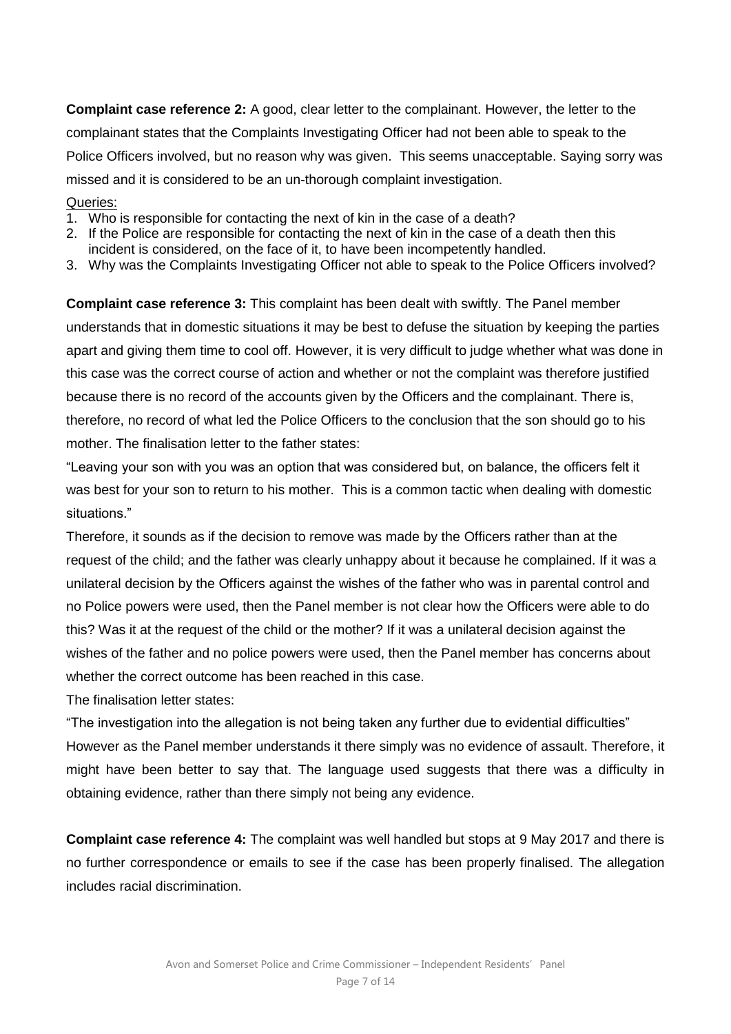**Complaint case reference 2:** A good, clear letter to the complainant. However, the letter to the complainant states that the Complaints Investigating Officer had not been able to speak to the Police Officers involved, but no reason why was given. This seems unacceptable. Saying sorry was missed and it is considered to be an un-thorough complaint investigation.

Queries:

1. Who is responsible for contacting the next of kin in the case of a death?
2. If the Police are responsible for contacting the next of kin in the case of a death then this incident is considered, on the face of it, to have been incompetently handled.
3. Why was the Complaints Investigating Officer not able to speak to the Police Officers involved?

**Complaint case reference 3:** This complaint has been dealt with swiftly. The Panel member understands that in domestic situations it may be best to defuse the situation by keeping the parties apart and giving them time to cool off. However, it is very difficult to judge whether what was done in this case was the correct course of action and whether or not the complaint was therefore justified because there is no record of the accounts given by the Officers and the complainant. There is, therefore, no record of what led the Police Officers to the conclusion that the son should go to his mother. The finalisation letter to the father states:

"Leaving your son with you was an option that was considered but, on balance, the officers felt it was best for your son to return to his mother. This is a common tactic when dealing with domestic situations."

Therefore, it sounds as if the decision to remove was made by the Officers rather than at the request of the child; and the father was clearly unhappy about it because he complained. If it was a unilateral decision by the Officers against the wishes of the father who was in parental control and no Police powers were used, then the Panel member is not clear how the Officers were able to do this? Was it at the request of the child or the mother? If it was a unilateral decision against the wishes of the father and no police powers were used, then the Panel member has concerns about whether the correct outcome has been reached in this case.

The finalisation letter states:

"The investigation into the allegation is not being taken any further due to evidential difficulties"

However as the Panel member understands it there simply was no evidence of assault. Therefore, it might have been better to say that. The language used suggests that there was a difficulty in obtaining evidence, rather than there simply not being any evidence.

**Complaint case reference 4:** The complaint was well handled but stops at 9 May 2017 and there is no further correspondence or emails to see if the case has been properly finalised. The allegation includes racial discrimination.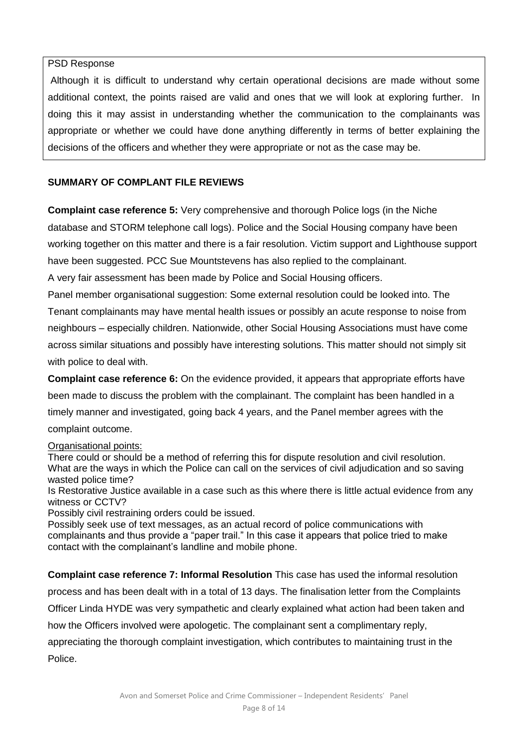PSD Response

Although it is difficult to understand why certain operational decisions are made without some additional context, the points raised are valid and ones that we will look at exploring further. In doing this it may assist in understanding whether the communication to the complainants was appropriate or whether we could have done anything differently in terms of better explaining the decisions of the officers and whether they were appropriate or not as the case may be.

**SUMMARY OF COMPLANT FILE REVIEWS**

**Complaint case reference 5:** Very comprehensive and thorough Police logs (in the Niche database and STORM telephone call logs). Police and the Social Housing company have been working together on this matter and there is a fair resolution. Victim support and Lighthouse support have been suggested. PCC Sue Mountstevens has also replied to the complainant.

A very fair assessment has been made by Police and Social Housing officers.

Panel member organisational suggestion: Some external resolution could be looked into. The Tenant complainants may have mental health issues or possibly an acute response to noise from neighbours – especially children. Nationwide, other Social Housing Associations must have come across similar situations and possibly have interesting solutions. This matter should not simply sit with police to deal with.

**Complaint case reference 6:** On the evidence provided, it appears that appropriate efforts have been made to discuss the problem with the complainant. The complaint has been handled in a timely manner and investigated, going back 4 years, and the Panel member agrees with the complaint outcome.

Organisational points:

There could or should be a method of referring this for dispute resolution and civil resolution. What are the ways in which the Police can call on the services of civil adjudication and so saving wasted police time?

Is Restorative Justice available in a case such as this where there is little actual evidence from any witness or CCTV?

Possibly civil restraining orders could be issued.

Possibly seek use of text messages, as an actual record of police communications with complainants and thus provide a "paper trail." In this case it appears that police tried to make contact with the complainant's landline and mobile phone.

**Complaint case reference 7: Informal Resolution** This case has used the informal resolution process and has been dealt with in a total of 13 days. The finalisation letter from the Complaints Officer Linda HYDE was very sympathetic and clearly explained what action had been taken and how the Officers involved were apologetic. The complainant sent a complimentary reply, appreciating the thorough complaint investigation, which contributes to maintaining trust in the Police.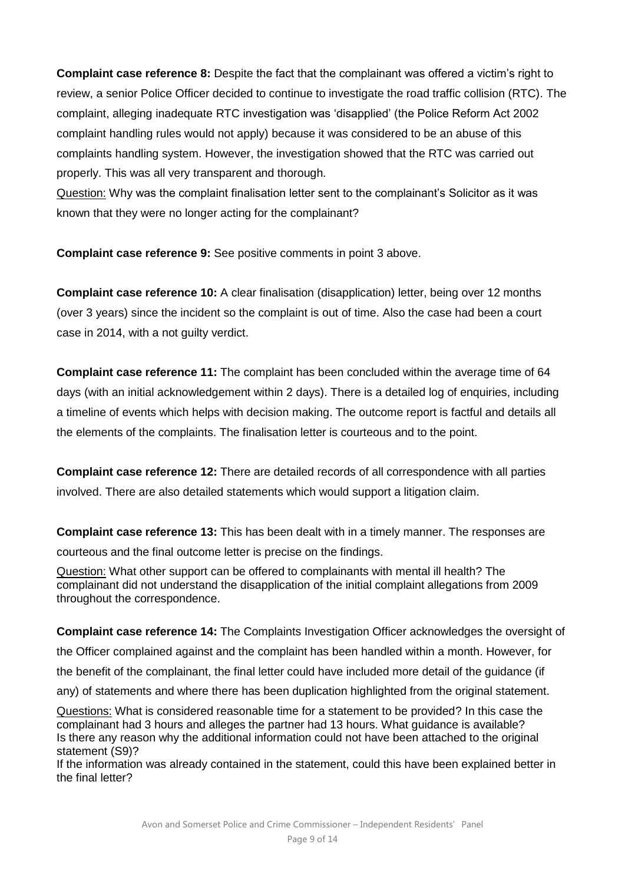**Complaint case reference 8:** Despite the fact that the complainant was offered a victim's right to review, a senior Police Officer decided to continue to investigate the road traffic collision (RTC). The complaint, alleging inadequate RTC investigation was 'disapplied' (the Police Reform Act 2002 complaint handling rules would not apply) because it was considered to be an abuse of this complaints handling system. However, the investigation showed that the RTC was carried out properly. This was all very transparent and thorough.

Question: Why was the complaint finalisation letter sent to the complainant's Solicitor as it was known that they were no longer acting for the complainant?

**Complaint case reference 9:** See positive comments in point 3 above.

**Complaint case reference 10:** A clear finalisation (disapplication) letter, being over 12 months (over 3 years) since the incident so the complaint is out of time. Also the case had been a court case in 2014, with a not guilty verdict.

**Complaint case reference 11:** The complaint has been concluded within the average time of 64 days (with an initial acknowledgement within 2 days). There is a detailed log of enquiries, including a timeline of events which helps with decision making. The outcome report is factful and details all the elements of the complaints. The finalisation letter is courteous and to the point.

**Complaint case reference 12:** There are detailed records of all correspondence with all parties involved. There are also detailed statements which would support a litigation claim.

**Complaint case reference 13:** This has been dealt with in a timely manner. The responses are courteous and the final outcome letter is precise on the findings.

Question: What other support can be offered to complainants with mental ill health? The complainant did not understand the disapplication of the initial complaint allegations from 2009 throughout the correspondence.

**Complaint case reference 14:** The Complaints Investigation Officer acknowledges the oversight of the Officer complained against and the complaint has been handled within a month. However, for the benefit of the complainant, the final letter could have included more detail of the guidance (if any) of statements and where there has been duplication highlighted from the original statement.

Questions: What is considered reasonable time for a statement to be provided? In this case the complainant had 3 hours and alleges the partner had 13 hours. What guidance is available? Is there any reason why the additional information could not have been attached to the original statement (S9)?

If the information was already contained in the statement, could this have been explained better in the final letter?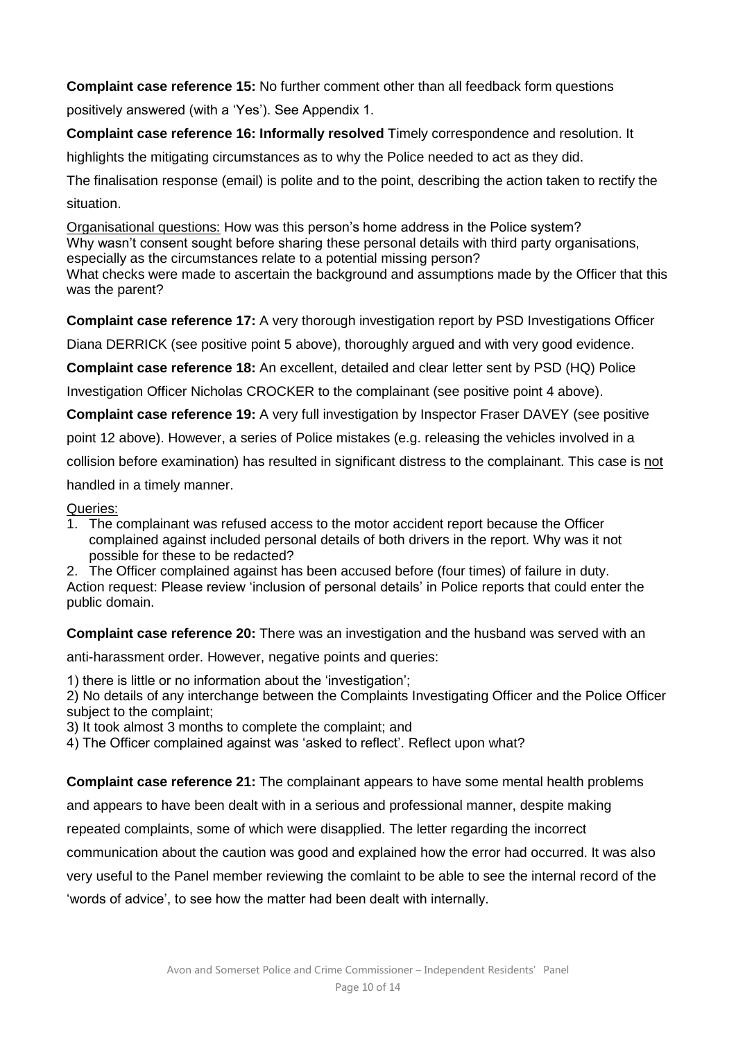**Complaint case reference 15:** No further comment other than all feedback form questions positively answered (with a 'Yes'). See Appendix 1.

**Complaint case reference 16: Informally resolved** Timely correspondence and resolution. It highlights the mitigating circumstances as to why the Police needed to act as they did.

The finalisation response (email) is polite and to the point, describing the action taken to rectify the situation.

Organisational questions: How was this person's home address in the Police system?
Why wasn't consent sought before sharing these personal details with third party organisations, especially as the circumstances relate to a potential missing person?
What checks were made to ascertain the background and assumptions made by the Officer that this was the parent?

**Complaint case reference 17:** A very thorough investigation report by PSD Investigations Officer Diana DERRICK (see positive point 5 above), thoroughly argued and with very good evidence.

**Complaint case reference 18:** An excellent, detailed and clear letter sent by PSD (HQ) Police Investigation Officer Nicholas CROCKER to the complainant (see positive point 4 above).

**Complaint case reference 19:** A very full investigation by Inspector Fraser DAVEY (see positive point 12 above). However, a series of Police mistakes (e.g. releasing the vehicles involved in a collision before examination) has resulted in significant distress to the complainant. This case is not handled in a timely manner.

Queries:

1. The complainant was refused access to the motor accident report because the Officer complained against included personal details of both drivers in the report. Why was it not possible for these to be redacted?
2. The Officer complained against has been accused before (four times) of failure in duty.

Action request: Please review 'inclusion of personal details' in Police reports that could enter the public domain.

**Complaint case reference 20:** There was an investigation and the husband was served with an anti-harassment order. However, negative points and queries:

1) there is little or no information about the 'investigation';
2) No details of any interchange between the Complaints Investigating Officer and the Police Officer subject to the complaint;
3) It took almost 3 months to complete the complaint; and
4) The Officer complained against was 'asked to reflect'. Reflect upon what?

**Complaint case reference 21:** The complainant appears to have some mental health problems and appears to have been dealt with in a serious and professional manner, despite making repeated complaints, some of which were disapplied. The letter regarding the incorrect communication about the caution was good and explained how the error had occurred. It was also very useful to the Panel member reviewing the comlaint to be able to see the internal record of the 'words of advice', to see how the matter had been dealt with internally.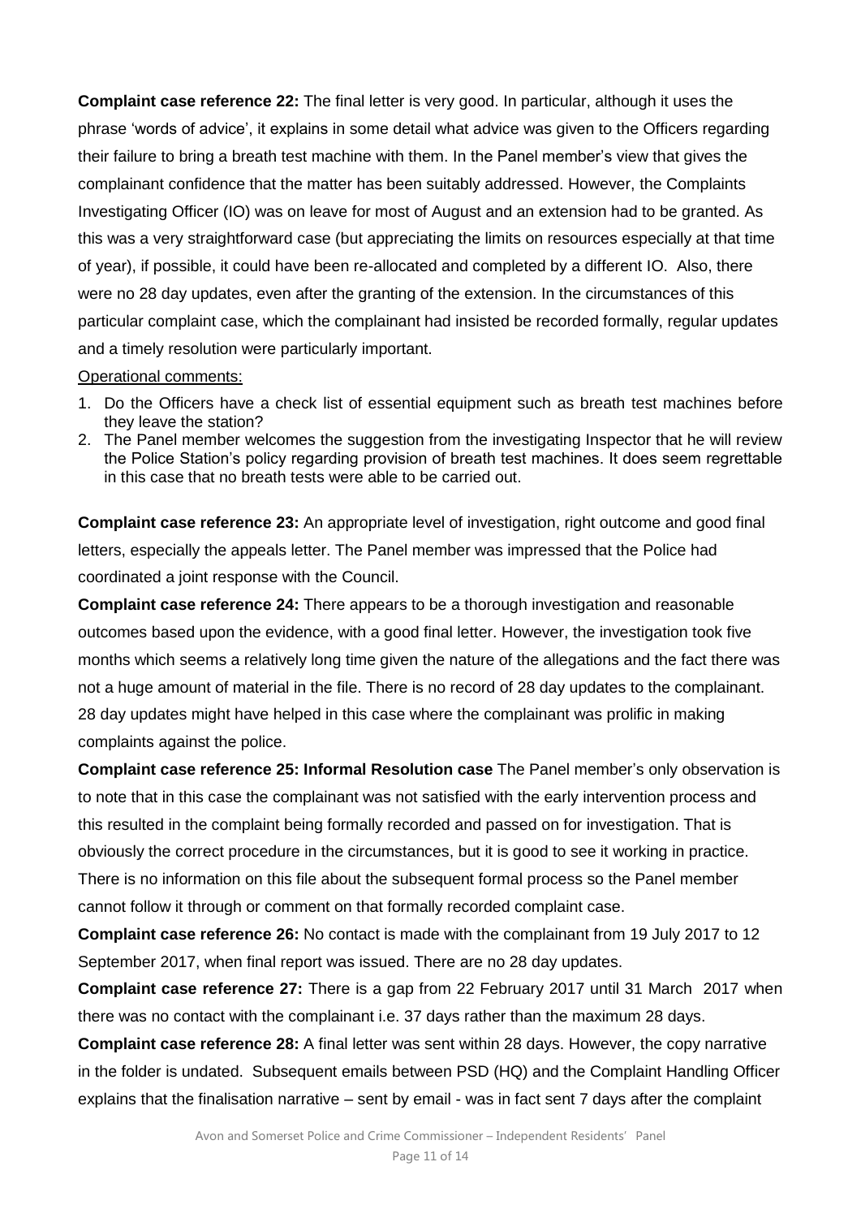**Complaint case reference 22:** The final letter is very good. In particular, although it uses the phrase 'words of advice', it explains in some detail what advice was given to the Officers regarding their failure to bring a breath test machine with them. In the Panel member's view that gives the complainant confidence that the matter has been suitably addressed. However, the Complaints Investigating Officer (IO) was on leave for most of August and an extension had to be granted. As this was a very straightforward case (but appreciating the limits on resources especially at that time of year), if possible, it could have been re-allocated and completed by a different IO. Also, there were no 28 day updates, even after the granting of the extension. In the circumstances of this particular complaint case, which the complainant had insisted be recorded formally, regular updates and a timely resolution were particularly important.

Operational comments:

1. Do the Officers have a check list of essential equipment such as breath test machines before they leave the station?
2. The Panel member welcomes the suggestion from the investigating Inspector that he will review the Police Station's policy regarding provision of breath test machines. It does seem regrettable in this case that no breath tests were able to be carried out.

**Complaint case reference 23:** An appropriate level of investigation, right outcome and good final letters, especially the appeals letter. The Panel member was impressed that the Police had coordinated a joint response with the Council.

**Complaint case reference 24:** There appears to be a thorough investigation and reasonable outcomes based upon the evidence, with a good final letter. However, the investigation took five months which seems a relatively long time given the nature of the allegations and the fact there was not a huge amount of material in the file. There is no record of 28 day updates to the complainant. 28 day updates might have helped in this case where the complainant was prolific in making complaints against the police.

**Complaint case reference 25: Informal Resolution case** The Panel member's only observation is to note that in this case the complainant was not satisfied with the early intervention process and this resulted in the complaint being formally recorded and passed on for investigation. That is obviously the correct procedure in the circumstances, but it is good to see it working in practice. There is no information on this file about the subsequent formal process so the Panel member cannot follow it through or comment on that formally recorded complaint case.

**Complaint case reference 26:** No contact is made with the complainant from 19 July 2017 to 12 September 2017, when final report was issued. There are no 28 day updates.

**Complaint case reference 27:** There is a gap from 22 February 2017 until 31 March 2017 when there was no contact with the complainant i.e. 37 days rather than the maximum 28 days.

**Complaint case reference 28:** A final letter was sent within 28 days. However, the copy narrative in the folder is undated. Subsequent emails between PSD (HQ) and the Complaint Handling Officer explains that the finalisation narrative – sent by email - was in fact sent 7 days after the complaint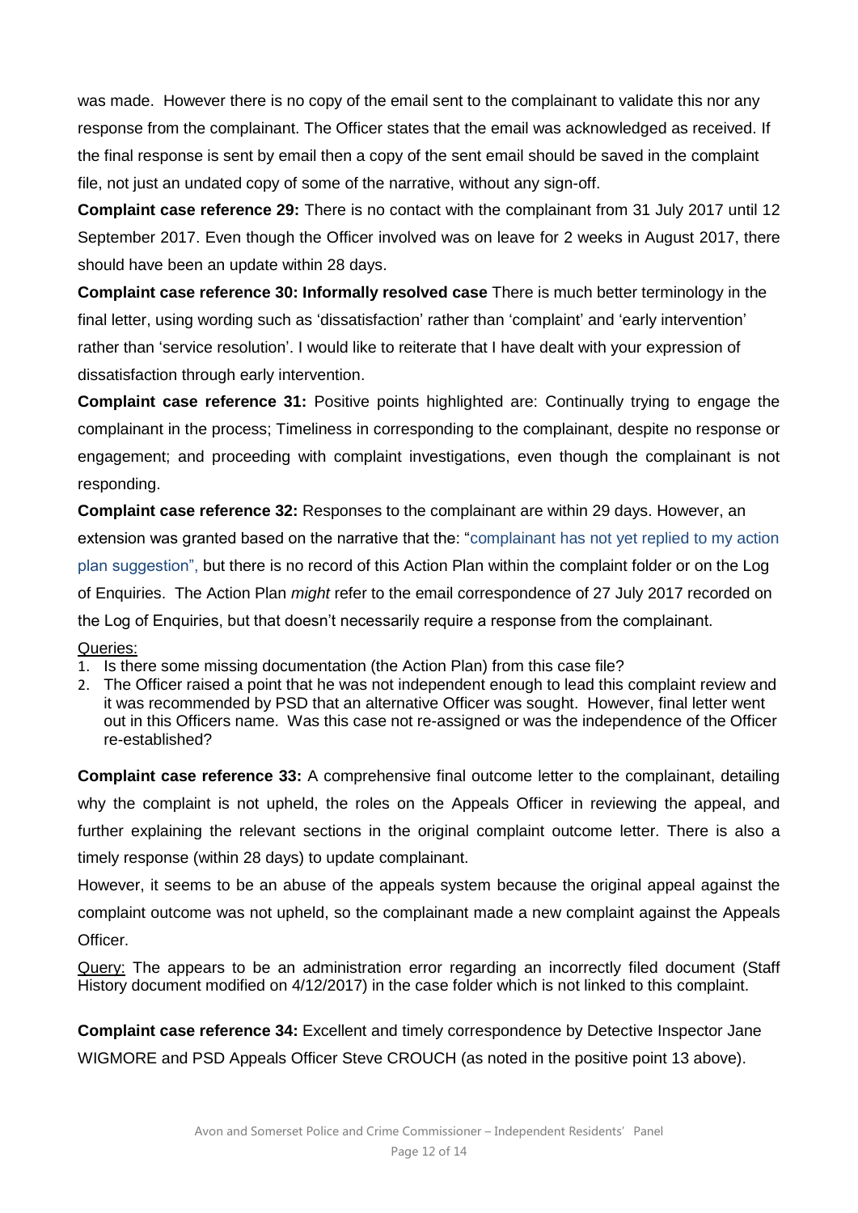was made. However there is no copy of the email sent to the complainant to validate this nor any response from the complainant. The Officer states that the email was acknowledged as received. If the final response is sent by email then a copy of the sent email should be saved in the complaint file, not just an undated copy of some of the narrative, without any sign-off.

**Complaint case reference 29:** There is no contact with the complainant from 31 July 2017 until 12 September 2017. Even though the Officer involved was on leave for 2 weeks in August 2017, there should have been an update within 28 days.

**Complaint case reference 30: Informally resolved case** There is much better terminology in the final letter, using wording such as 'dissatisfaction' rather than 'complaint' and 'early intervention' rather than 'service resolution'. I would like to reiterate that I have dealt with your expression of dissatisfaction through early intervention.

**Complaint case reference 31:** Positive points highlighted are: Continually trying to engage the complainant in the process; Timeliness in corresponding to the complainant, despite no response or engagement; and proceeding with complaint investigations, even though the complainant is not responding.

**Complaint case reference 32:** Responses to the complainant are within 29 days. However, an extension was granted based on the narrative that the: "complainant has not yet replied to my action plan suggestion", but there is no record of this Action Plan within the complaint folder or on the Log of Enquiries. The Action Plan *might* refer to the email correspondence of 27 July 2017 recorded on the Log of Enquiries, but that doesn't necessarily require a response from the complainant.

Queries:

1. Is there some missing documentation (the Action Plan) from this case file?
2. The Officer raised a point that he was not independent enough to lead this complaint review and it was recommended by PSD that an alternative Officer was sought. However, final letter went out in this Officers name. Was this case not re-assigned or was the independence of the Officer re-established?

**Complaint case reference 33:** A comprehensive final outcome letter to the complainant, detailing why the complaint is not upheld, the roles on the Appeals Officer in reviewing the appeal, and further explaining the relevant sections in the original complaint outcome letter. There is also a timely response (within 28 days) to update complainant.

However, it seems to be an abuse of the appeals system because the original appeal against the complaint outcome was not upheld, so the complainant made a new complaint against the Appeals Officer.

Query: The appears to be an administration error regarding an incorrectly filed document (Staff History document modified on 4/12/2017) in the case folder which is not linked to this complaint.

**Complaint case reference 34:** Excellent and timely correspondence by Detective Inspector Jane WIGMORE and PSD Appeals Officer Steve CROUCH (as noted in the positive point 13 above).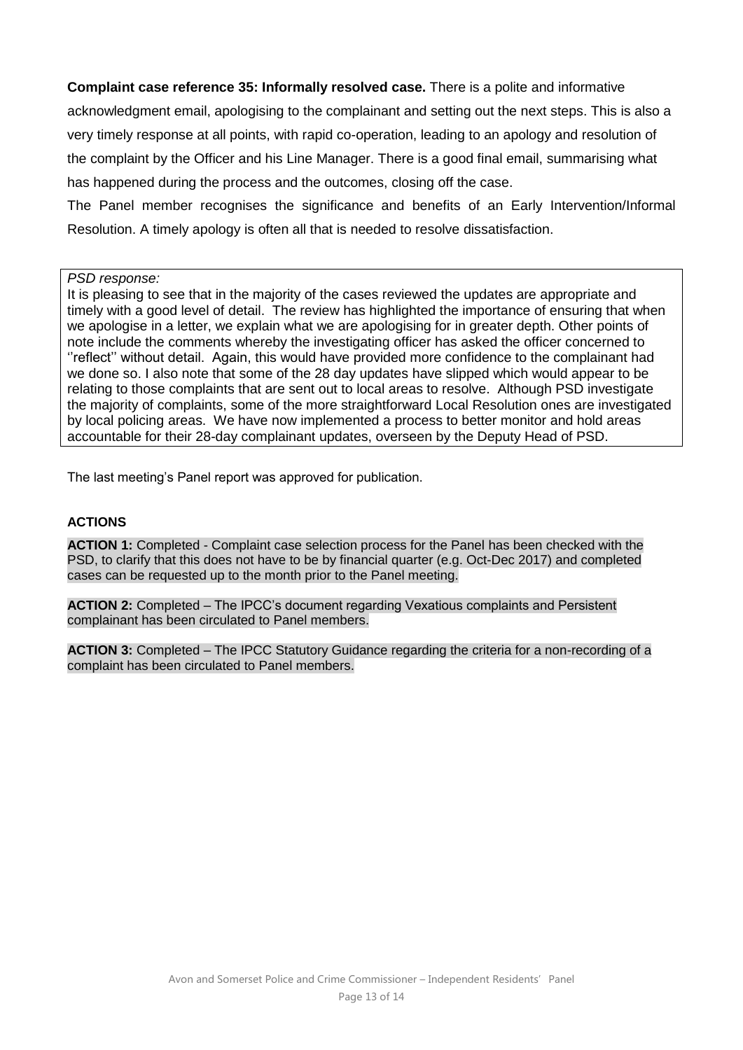**Complaint case reference 35: Informally resolved case.** There is a polite and informative acknowledgment email, apologising to the complainant and setting out the next steps. This is also a very timely response at all points, with rapid co-operation, leading to an apology and resolution of the complaint by the Officer and his Line Manager. There is a good final email, summarising what has happened during the process and the outcomes, closing off the case.

The Panel member recognises the significance and benefits of an Early Intervention/Informal Resolution. A timely apology is often all that is needed to resolve dissatisfaction.

*PSD response:*

It is pleasing to see that in the majority of the cases reviewed the updates are appropriate and timely with a good level of detail. The review has highlighted the importance of ensuring that when we apologise in a letter, we explain what we are apologising for in greater depth. Other points of note include the comments whereby the investigating officer has asked the officer concerned to ''reflect'' without detail. Again, this would have provided more confidence to the complainant had we done so. I also note that some of the 28 day updates have slipped which would appear to be relating to those complaints that are sent out to local areas to resolve. Although PSD investigate the majority of complaints, some of the more straightforward Local Resolution ones are investigated by local policing areas. We have now implemented a process to better monitor and hold areas accountable for their 28-day complainant updates, overseen by the Deputy Head of PSD.

The last meeting's Panel report was approved for publication.

**ACTIONS**

**ACTION 1:** Completed - Complaint case selection process for the Panel has been checked with the PSD, to clarify that this does not have to be by financial quarter (e.g. Oct-Dec 2017) and completed cases can be requested up to the month prior to the Panel meeting.

**ACTION 2:** Completed – The IPCC's document regarding Vexatious complaints and Persistent complainant has been circulated to Panel members.

**ACTION 3:** Completed – The IPCC Statutory Guidance regarding the criteria for a non-recording of a complaint has been circulated to Panel members.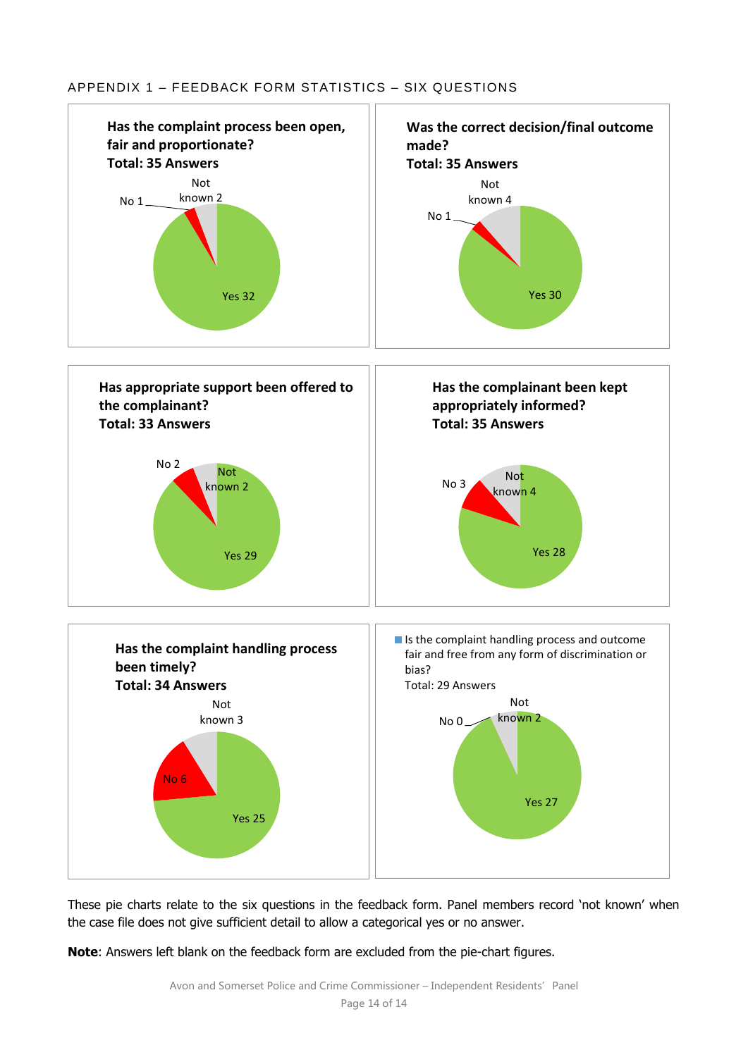## APPENDIX 1 – FEEDBACK FORM STATISTICS – SIX QUESTIONS

**Has the complaint process been open, fair and proportionate?**
**Total: 35 Answers**

No 1
Not known 2
Yes 32

**Was the correct decision/final outcome made?**
**Total: 35 Answers**

No 1
Not known 4
Yes 30

**Has appropriate support been offered to the complainant?**
**Total: 33 Answers**

No 2
Not known 2
Yes 29

**Has the complainant been kept appropriately informed?**
**Total: 35 Answers**

No 3
Not known 4
Yes 28

**Has the complaint handling process been timely?**
**Total: 34 Answers**

Not known 3
No 6
Yes 25

Is the complaint handling process and outcome fair and free from any form of discrimination or bias?
Total: 29 Answers

No 0
Not known 2
Yes 27

These pie charts relate to the six questions in the feedback form. Panel members record 'not known' when the case file does not give sufficient detail to allow a categorical yes or no answer.

**Note**: Answers left blank on the feedback form are excluded from the pie-chart figures.